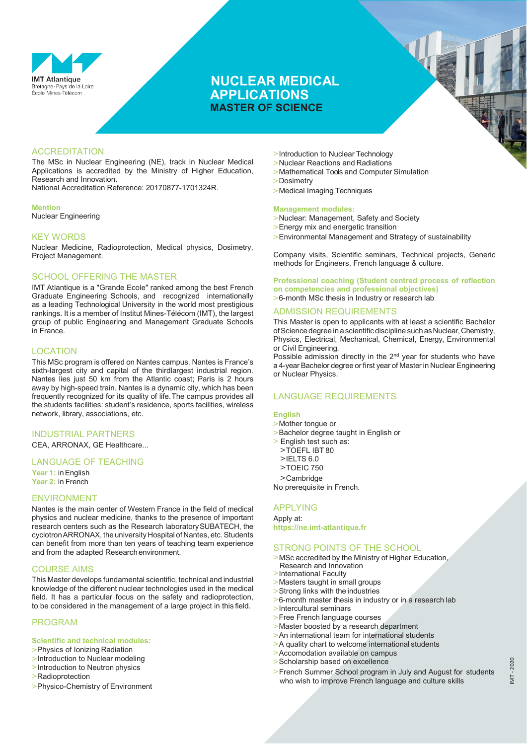IMT Atlantique
Bretagne-Pays de la Loire
École Mines-Télécom

# NUCLEAR MEDICAL APPLICATIONS
## MASTER OF SCIENCE

## ACCREDITATION

The MSc in Nuclear Engineering (NE), track in Nuclear Medical Applications is accredited by the Ministry of Higher Education, Research and Innovation.
National Accreditation Reference: 20170877-1701324R.

**Mention**
Nuclear Engineering

## KEY WORDS

Nuclear Medicine, Radioprotection, Medical physics, Dosimetry, Project Management.

## SCHOOL OFFERING THE MASTER

IMT Atlantique is a "Grande Ecole" ranked among the best French Graduate Engineering Schools, and recognized internationally as a leading Technological University in the world most prestigious rankings. It is a member of Institut Mines-Télécom (IMT), the largest group of public Engineering and Management Graduate Schools in France.

## LOCATION

This MSc program is offered on Nantes campus. Nantes is France's sixth-largest city and capital of the thirdlargest industrial region. Nantes lies just 50 km from the Atlantic coast; Paris is 2 hours away by high-speed train. Nantes is a dynamic city, which has been frequently recognized for its quality of life. The campus provides all the students facilities: student's residence, sports facilities, wireless network, library, associations, etc.

## INDUSTRIAL PARTNERS

CEA, ARRONAX, GE Healthcare...

## LANGUAGE OF TEACHING

**Year 1:** in English
**Year 2:** in French

## ENVIRONMENT

Nantes is the main center of Western France in the field of medical physics and nuclear medicine, thanks to the presence of important research centers such as the Research laboratory SUBATECH, the cyclotron ARRONAX, the university Hospital of Nantes, etc. Students can benefit from more than ten years of teaching team experience and from the adapted Research environment.

## COURSE AIMS

This Master develops fundamental scientific, technical and industrial knowledge of the different nuclear technologies used in the medical field. It has a particular focus on the safety and radioprotection, to be considered in the management of a large project in this field.

## PROGRAM

**Scientific and technical modules:**

- >Physics of Ionizing Radiation
- >Introduction to Nuclear modeling
- >Introduction to Neutron physics
- >Radioprotection
- >Physico-Chemistry of Environment
- >Introduction to Nuclear Technology
- >Nuclear Reactions and Radiations
- >Mathematical Tools and Computer Simulation
- >Dosimetry
- >Medical Imaging Techniques

**Management modules:**

- >Nuclear: Management, Safety and Society
- >Energy mix and energetic transition
- >Environmental Management and Strategy of sustainability

Company visits, Scientific seminars, Technical projects, Generic methods for Engineers, French language & culture.

**Professional coaching (Student centred process of reflection on competencies and professional objectives)**

- >6-month MSc thesis in Industry or research lab

## ADMISSION REQUIREMENTS

This Master is open to applicants with at least a scientific Bachelor of Science degree in a scientific discipline such as Nuclear, Chemistry, Physics, Electrical, Mechanical, Chemical, Energy, Environmental or Civil Engineering.
Possible admission directly in the 2nd year for students who have a 4-year Bachelor degree or first year of Master in Nuclear Engineering or Nuclear Physics.

## LANGUAGE REQUIREMENTS

**English**

- >Mother tongue or
- >Bachelor degree taught in English or
- > English test such as:
  - >TOEFL IBT 80
  - >IELTS 6.0
  - >TOEIC 750
  - >Cambridge

No prerequisite in French.

## APPLYING

Apply at:
**https://ne.imt-atlantique.fr**

## STRONG POINTS OF THE SCHOOL

- >MSc accredited by the Ministry of Higher Education, Research and Innovation
- >International Faculty
- >Masters taught in small groups
- >Strong links with the industries
- >6-month master thesis in industry or in a research lab
- >Intercultural seminars
- >Free French language courses
- >Master boosted by a research department
- >An international team for international students
- >A quality chart to welcome international students
- >Accomodation available on campus
- >Scholarship based on excellence
- >French Summer School program in July and August for students who wish to improve French language and culture skills

IMT - 2020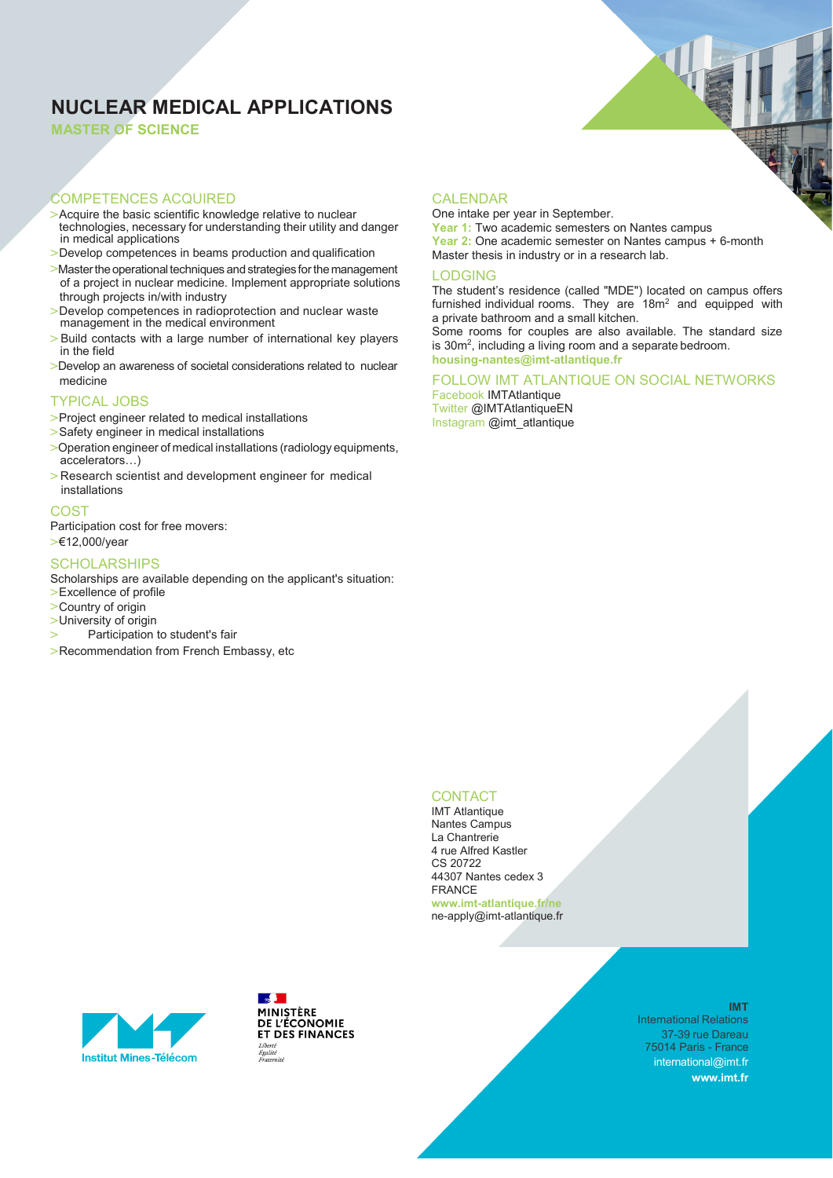# NUCLEAR MEDICAL APPLICATIONS

## MASTER OF SCIENCE

## COMPETENCES ACQUIRED

- Acquire the basic scientific knowledge relative to nuclear technologies, necessary for understanding their utility and danger in medical applications
- Develop competences in beams production and qualification
- Master the operational techniques and strategies for the management of a project in nuclear medicine. Implement appropriate solutions through projects in/with industry
- Develop competences in radioprotection and nuclear waste management in the medical environment
- Build contacts with a large number of international key players in the field
- Develop an awareness of societal considerations related to nuclear medicine

## TYPICAL JOBS

- Project engineer related to medical installations
- Safety engineer in medical installations
- Operation engineer of medical installations (radiology equipments, accelerators…)
- Research scientist and development engineer for medical installations

## COST

Participation cost for free movers:

- €12,000/year

## SCHOLARSHIPS

Scholarships are available depending on the applicant's situation:

- Excellence of profile
- Country of origin
- University of origin
- Participation to student's fair
- Recommendation from French Embassy, etc

## CALENDAR

One intake per year in September.

**Year 1:** Two academic semesters on Nantes campus

**Year 2:** One academic semester on Nantes campus + 6-month Master thesis in industry or in a research lab.

## LODGING

The student's residence (called "MDE") located on campus offers furnished individual rooms. They are 18m$^2$ and equipped with a private bathroom and a small kitchen.

Some rooms for couples are also available. The standard size is 30m$^2$, including a living room and a separate bedroom.

**housing-nantes@imt-atlantique.fr**

## FOLLOW IMT ATLANTIQUE ON SOCIAL NETWORKS

Facebook IMTAtlantique

Twitter @IMTAtlantiqueEN

Instagram @imt_atlantique

## CONTACT

IMT Atlantique
Nantes Campus
La Chantrerie
4 rue Alfred Kastler
CS 20722
44307 Nantes cedex 3
FRANCE

**www.imt-atlantique.fr/ne**

ne-apply@imt-atlantique.fr

Institut Mines-Télécom

MINISTÈRE DE L'ÉCONOMIE ET DES FINANCES
Liberté
Égalité
Fraternité

**IMT**
International Relations
37-39 rue Dareau
75014 Paris - France
international@imt.fr
**www.imt.fr**